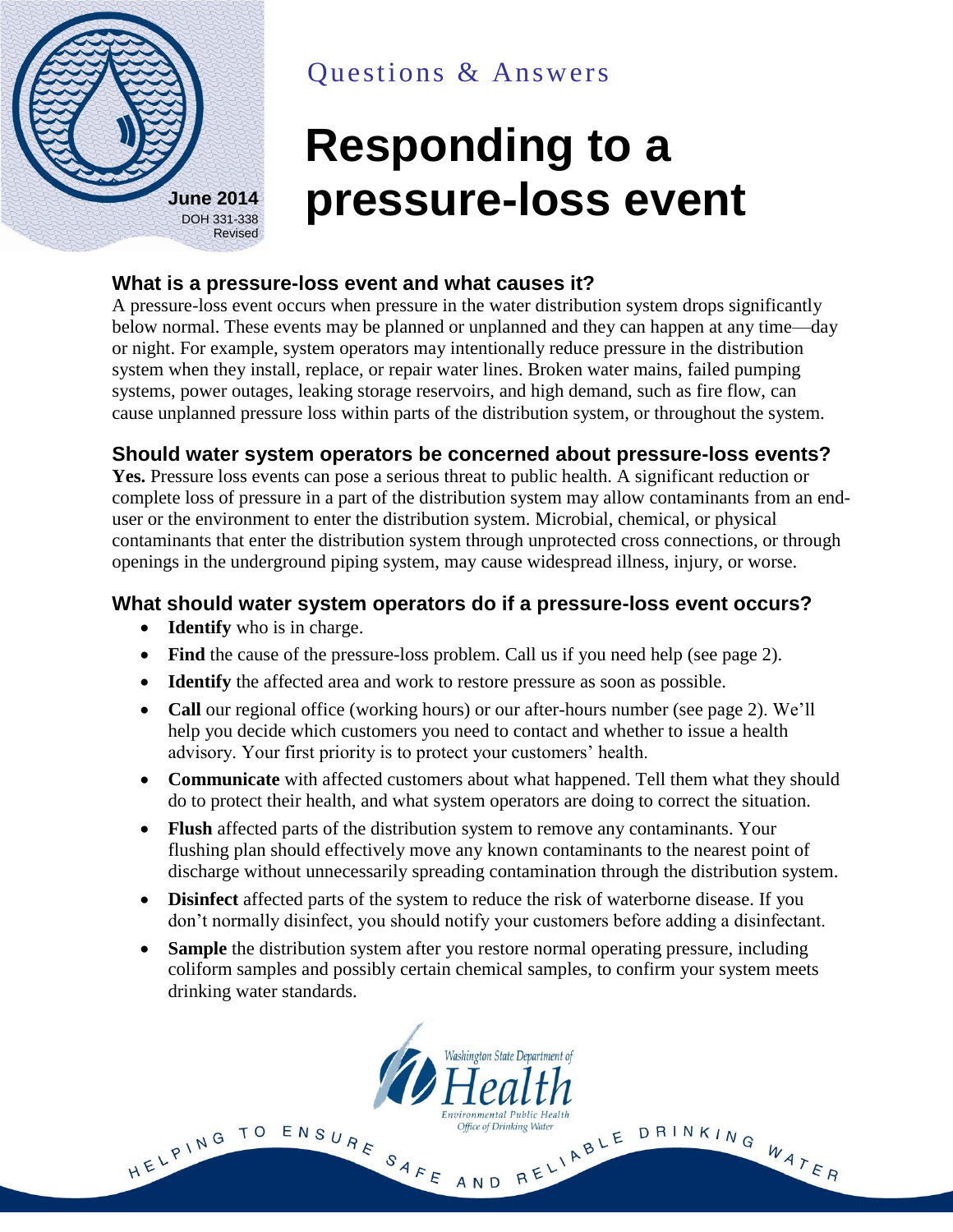June 2014
DOH 331-338
Revised

Questions & Answers

# Responding to a pressure-loss event

## What is a pressure-loss event and what causes it?

A pressure-loss event occurs when pressure in the water distribution system drops significantly below normal. These events may be planned or unplanned and they can happen at any time—day or night. For example, system operators may intentionally reduce pressure in the distribution system when they install, replace, or repair water lines. Broken water mains, failed pumping systems, power outages, leaking storage reservoirs, and high demand, such as fire flow, can cause unplanned pressure loss within parts of the distribution system, or throughout the system.

## Should water system operators be concerned about pressure-loss events?

**Yes.** Pressure loss events can pose a serious threat to public health. A significant reduction or complete loss of pressure in a part of the distribution system may allow contaminants from an end-user or the environment to enter the distribution system. Microbial, chemical, or physical contaminants that enter the distribution system through unprotected cross connections, or through openings in the underground piping system, may cause widespread illness, injury, or worse.

## What should water system operators do if a pressure-loss event occurs?

- **Identify** who is in charge.
- **Find** the cause of the pressure-loss problem. Call us if you need help (see page 2).
- **Identify** the affected area and work to restore pressure as soon as possible.
- **Call** our regional office (working hours) or our after-hours number (see page 2). We'll help you decide which customers you need to contact and whether to issue a health advisory. Your first priority is to protect your customers' health.
- **Communicate** with affected customers about what happened. Tell them what they should do to protect their health, and what system operators are doing to correct the situation.
- **Flush** affected parts of the distribution system to remove any contaminants. Your flushing plan should effectively move any known contaminants to the nearest point of discharge without unnecessarily spreading contamination through the distribution system.
- **Disinfect** affected parts of the system to reduce the risk of waterborne disease. If you don't normally disinfect, you should notify your customers before adding a disinfectant.
- **Sample** the distribution system after you restore normal operating pressure, including coliform samples and possibly certain chemical samples, to confirm your system meets drinking water standards.

Washington State Department of Health
Environmental Public Health
Office of Drinking Water

HELPING TO ENSURE SAFE AND RELIABLE DRINKING WATER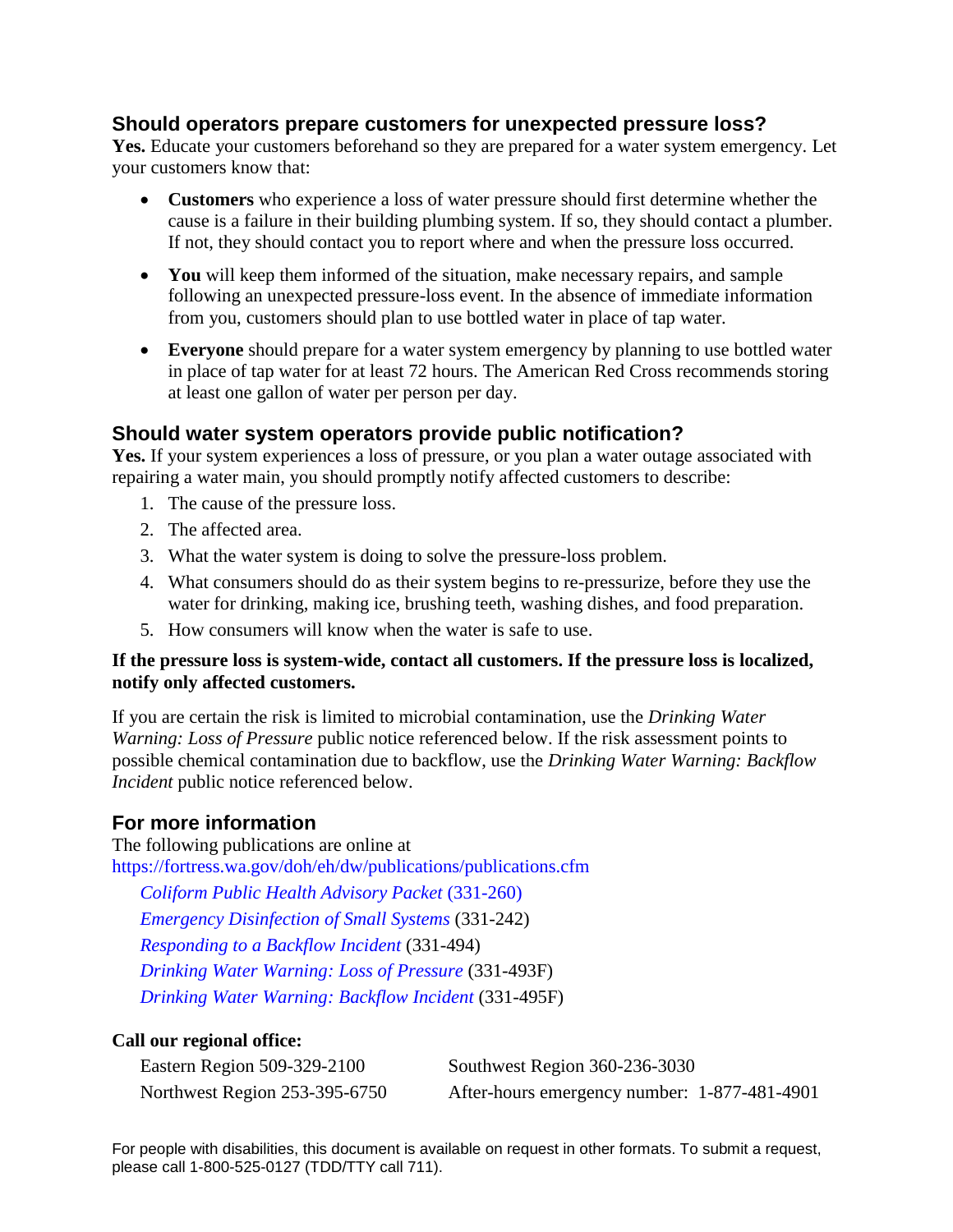## Should operators prepare customers for unexpected pressure loss?

**Yes.** Educate your customers beforehand so they are prepared for a water system emergency. Let your customers know that:

- **Customers** who experience a loss of water pressure should first determine whether the cause is a failure in their building plumbing system. If so, they should contact a plumber. If not, they should contact you to report where and when the pressure loss occurred.
- **You** will keep them informed of the situation, make necessary repairs, and sample following an unexpected pressure-loss event. In the absence of immediate information from you, customers should plan to use bottled water in place of tap water.
- **Everyone** should prepare for a water system emergency by planning to use bottled water in place of tap water for at least 72 hours. The American Red Cross recommends storing at least one gallon of water per person per day.

## Should water system operators provide public notification?

**Yes.** If your system experiences a loss of pressure, or you plan a water outage associated with repairing a water main, you should promptly notify affected customers to describe:

1. The cause of the pressure loss.
2. The affected area.
3. What the water system is doing to solve the pressure-loss problem.
4. What consumers should do as their system begins to re-pressurize, before they use the water for drinking, making ice, brushing teeth, washing dishes, and food preparation.
5. How consumers will know when the water is safe to use.

**If the pressure loss is system-wide, contact all customers. If the pressure loss is localized, notify only affected customers.**

If you are certain the risk is limited to microbial contamination, use the *Drinking Water Warning: Loss of Pressure* public notice referenced below. If the risk assessment points to possible chemical contamination due to backflow, use the *Drinking Water Warning: Backflow Incident* public notice referenced below.

## For more information

The following publications are online at https://fortress.wa.gov/doh/eh/dw/publications/publications.cfm

*Coliform Public Health Advisory Packet* (331-260)
*Emergency Disinfection of Small Systems* (331-242)
*Responding to a Backflow Incident* (331-494)
*Drinking Water Warning: Loss of Pressure* (331-493F)
*Drinking Water Warning: Backflow Incident* (331-495F)

**Call our regional office:**

Eastern Region 509-329-2100
Northwest Region 253-395-6750
Southwest Region 360-236-3030
After-hours emergency number: 1-877-481-4901

For people with disabilities, this document is available on request in other formats. To submit a request, please call 1-800-525-0127 (TDD/TTY call 711).